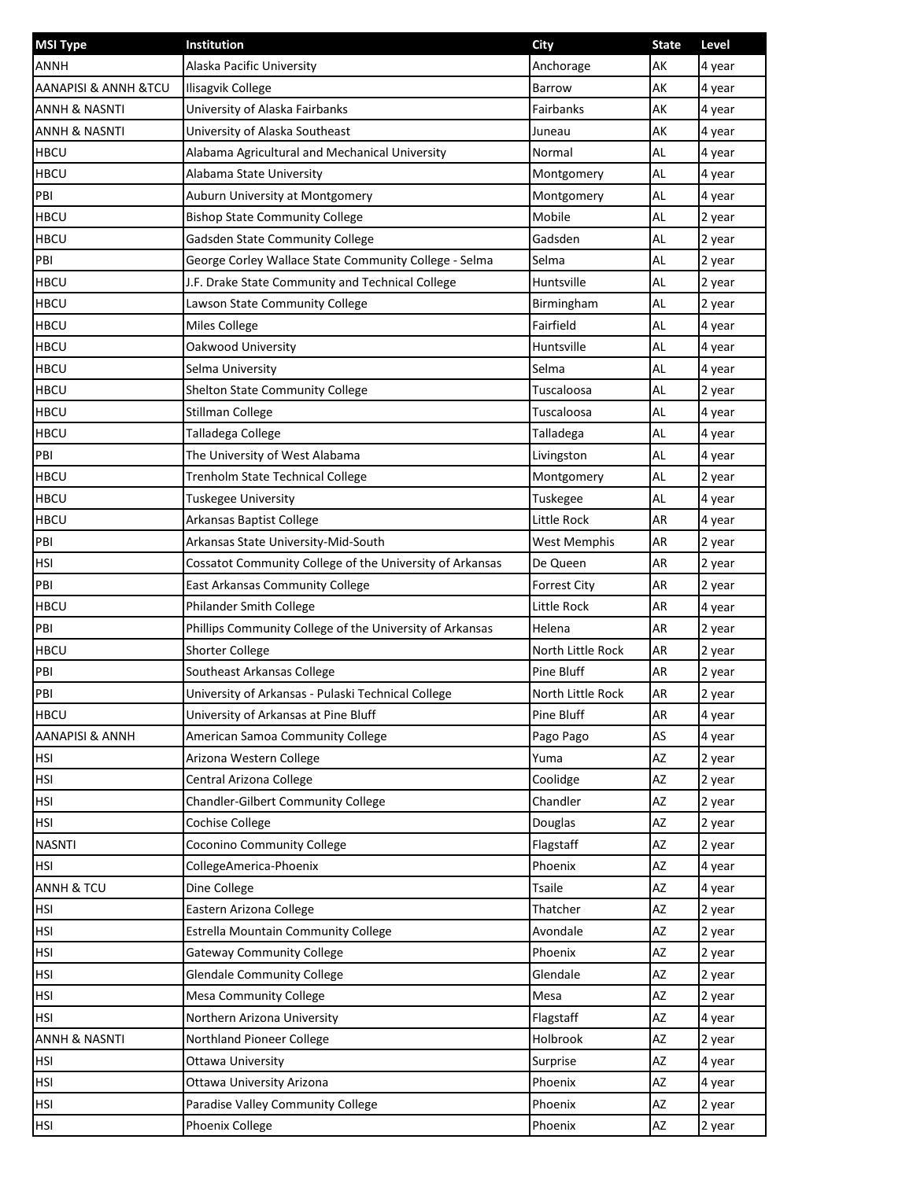| MSI Type | Institution | City | State | Level |
|---|---|---|---|---|
| ANNH | Alaska Pacific University | Anchorage | AK | 4 year |
| AANAPISI & ANNH &TCU | Ilisagvik College | Barrow | AK | 4 year |
| ANNH & NASNTI | University of Alaska Fairbanks | Fairbanks | AK | 4 year |
| ANNH & NASNTI | University of Alaska Southeast | Juneau | AK | 4 year |
| HBCU | Alabama Agricultural and Mechanical University | Normal | AL | 4 year |
| HBCU | Alabama State University | Montgomery | AL | 4 year |
| PBI | Auburn University at Montgomery | Montgomery | AL | 4 year |
| HBCU | Bishop State Community College | Mobile | AL | 2 year |
| HBCU | Gadsden State Community College | Gadsden | AL | 2 year |
| PBI | George Corley Wallace State Community College - Selma | Selma | AL | 2 year |
| HBCU | J.F. Drake State Community and Technical College | Huntsville | AL | 2 year |
| HBCU | Lawson State Community College | Birmingham | AL | 2 year |
| HBCU | Miles College | Fairfield | AL | 4 year |
| HBCU | Oakwood University | Huntsville | AL | 4 year |
| HBCU | Selma University | Selma | AL | 4 year |
| HBCU | Shelton State Community College | Tuscaloosa | AL | 2 year |
| HBCU | Stillman College | Tuscaloosa | AL | 4 year |
| HBCU | Talladega College | Talladega | AL | 4 year |
| PBI | The University of West Alabama | Livingston | AL | 4 year |
| HBCU | Trenholm State Technical College | Montgomery | AL | 2 year |
| HBCU | Tuskegee University | Tuskegee | AL | 4 year |
| HBCU | Arkansas Baptist College | Little Rock | AR | 4 year |
| PBI | Arkansas State University-Mid-South | West Memphis | AR | 2 year |
| HSI | Cossatot Community College of the University of Arkansas | De Queen | AR | 2 year |
| PBI | East Arkansas Community College | Forrest City | AR | 2 year |
| HBCU | Philander Smith College | Little Rock | AR | 4 year |
| PBI | Phillips Community College of the University of Arkansas | Helena | AR | 2 year |
| HBCU | Shorter College | North Little Rock | AR | 2 year |
| PBI | Southeast Arkansas College | Pine Bluff | AR | 2 year |
| PBI | University of Arkansas - Pulaski Technical College | North Little Rock | AR | 2 year |
| HBCU | University of Arkansas at Pine Bluff | Pine Bluff | AR | 4 year |
| AANAPISI & ANNH | American Samoa Community College | Pago Pago | AS | 4 year |
| HSI | Arizona Western College | Yuma | AZ | 2 year |
| HSI | Central Arizona College | Coolidge | AZ | 2 year |
| HSI | Chandler-Gilbert Community College | Chandler | AZ | 2 year |
| HSI | Cochise College | Douglas | AZ | 2 year |
| NASNTI | Coconino Community College | Flagstaff | AZ | 2 year |
| HSI | CollegeAmerica-Phoenix | Phoenix | AZ | 4 year |
| ANNH & TCU | Dine College | Tsaile | AZ | 4 year |
| HSI | Eastern Arizona College | Thatcher | AZ | 2 year |
| HSI | Estrella Mountain Community College | Avondale | AZ | 2 year |
| HSI | Gateway Community College | Phoenix | AZ | 2 year |
| HSI | Glendale Community College | Glendale | AZ | 2 year |
| HSI | Mesa Community College | Mesa | AZ | 2 year |
| HSI | Northern Arizona University | Flagstaff | AZ | 4 year |
| ANNH & NASNTI | Northland Pioneer College | Holbrook | AZ | 2 year |
| HSI | Ottawa University | Surprise | AZ | 4 year |
| HSI | Ottawa University Arizona | Phoenix | AZ | 4 year |
| HSI | Paradise Valley Community College | Phoenix | AZ | 2 year |
| HSI | Phoenix College | Phoenix | AZ | 2 year |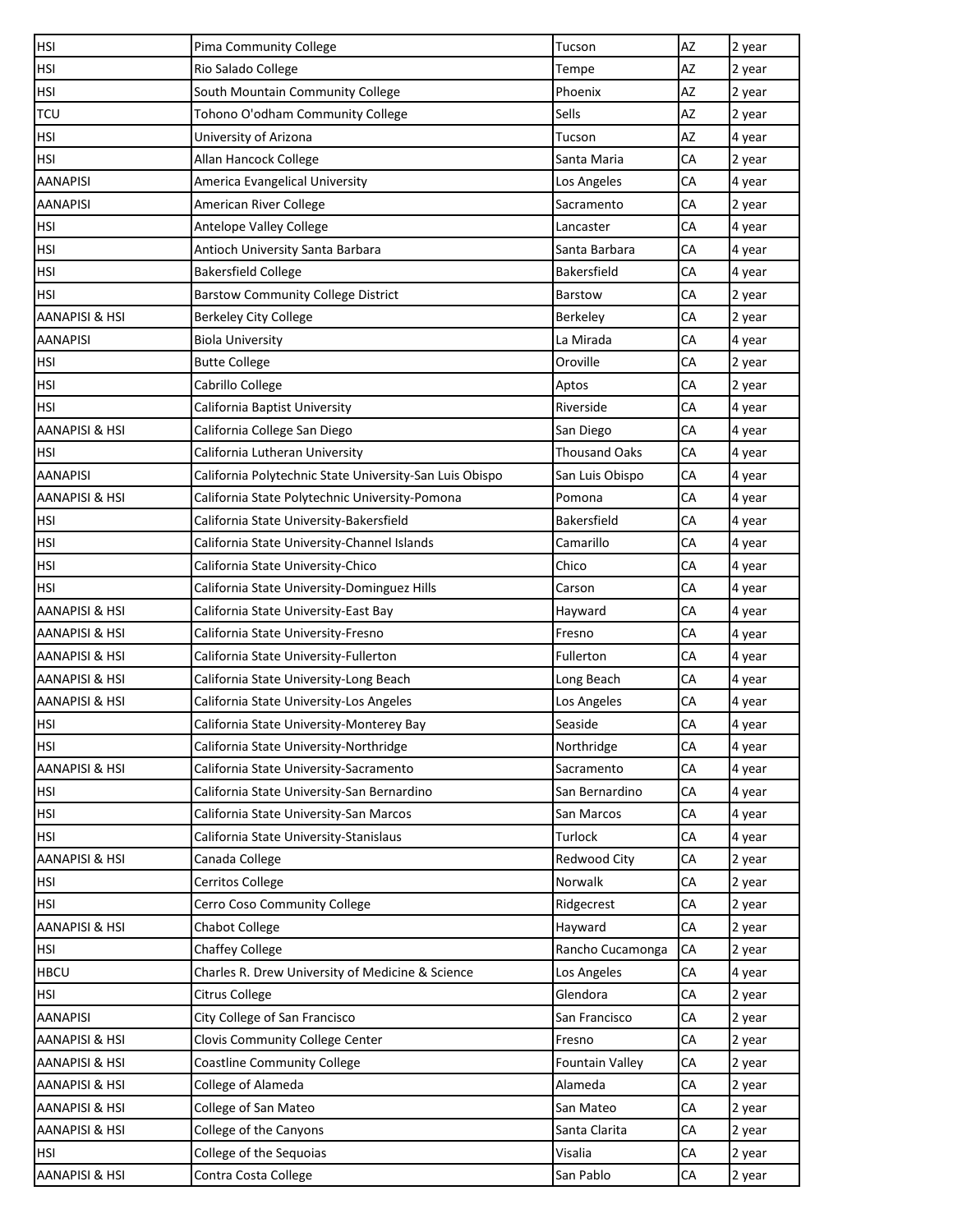| | | | | |
|---|---|---|---|---|
| HSI | Pima Community College | Tucson | AZ | 2 year |
| HSI | Rio Salado College | Tempe | AZ | 2 year |
| HSI | South Mountain Community College | Phoenix | AZ | 2 year |
| TCU | Tohono O'odham Community College | Sells | AZ | 2 year |
| HSI | University of Arizona | Tucson | AZ | 4 year |
| HSI | Allan Hancock College | Santa Maria | CA | 2 year |
| AANAPISI | America Evangelical University | Los Angeles | CA | 4 year |
| AANAPISI | American River College | Sacramento | CA | 2 year |
| HSI | Antelope Valley College | Lancaster | CA | 4 year |
| HSI | Antioch University Santa Barbara | Santa Barbara | CA | 4 year |
| HSI | Bakersfield College | Bakersfield | CA | 4 year |
| HSI | Barstow Community College District | Barstow | CA | 2 year |
| AANAPISI & HSI | Berkeley City College | Berkeley | CA | 2 year |
| AANAPISI | Biola University | La Mirada | CA | 4 year |
| HSI | Butte College | Oroville | CA | 2 year |
| HSI | Cabrillo College | Aptos | CA | 2 year |
| HSI | California Baptist University | Riverside | CA | 4 year |
| AANAPISI & HSI | California College San Diego | San Diego | CA | 4 year |
| HSI | California Lutheran University | Thousand Oaks | CA | 4 year |
| AANAPISI | California Polytechnic State University-San Luis Obispo | San Luis Obispo | CA | 4 year |
| AANAPISI & HSI | California State Polytechnic University-Pomona | Pomona | CA | 4 year |
| HSI | California State University-Bakersfield | Bakersfield | CA | 4 year |
| HSI | California State University-Channel Islands | Camarillo | CA | 4 year |
| HSI | California State University-Chico | Chico | CA | 4 year |
| HSI | California State University-Dominguez Hills | Carson | CA | 4 year |
| AANAPISI & HSI | California State University-East Bay | Hayward | CA | 4 year |
| AANAPISI & HSI | California State University-Fresno | Fresno | CA | 4 year |
| AANAPISI & HSI | California State University-Fullerton | Fullerton | CA | 4 year |
| AANAPISI & HSI | California State University-Long Beach | Long Beach | CA | 4 year |
| AANAPISI & HSI | California State University-Los Angeles | Los Angeles | CA | 4 year |
| HSI | California State University-Monterey Bay | Seaside | CA | 4 year |
| HSI | California State University-Northridge | Northridge | CA | 4 year |
| AANAPISI & HSI | California State University-Sacramento | Sacramento | CA | 4 year |
| HSI | California State University-San Bernardino | San Bernardino | CA | 4 year |
| HSI | California State University-San Marcos | San Marcos | CA | 4 year |
| HSI | California State University-Stanislaus | Turlock | CA | 4 year |
| AANAPISI & HSI | Canada College | Redwood City | CA | 2 year |
| HSI | Cerritos College | Norwalk | CA | 2 year |
| HSI | Cerro Coso Community College | Ridgecrest | CA | 2 year |
| AANAPISI & HSI | Chabot College | Hayward | CA | 2 year |
| HSI | Chaffey College | Rancho Cucamonga | CA | 2 year |
| HBCU | Charles R. Drew University of Medicine & Science | Los Angeles | CA | 4 year |
| HSI | Citrus College | Glendora | CA | 2 year |
| AANAPISI | City College of San Francisco | San Francisco | CA | 2 year |
| AANAPISI & HSI | Clovis Community College Center | Fresno | CA | 2 year |
| AANAPISI & HSI | Coastline Community College | Fountain Valley | CA | 2 year |
| AANAPISI & HSI | College of Alameda | Alameda | CA | 2 year |
| AANAPISI & HSI | College of San Mateo | San Mateo | CA | 2 year |
| AANAPISI & HSI | College of the Canyons | Santa Clarita | CA | 2 year |
| HSI | College of the Sequoias | Visalia | CA | 2 year |
| AANAPISI & HSI | Contra Costa College | San Pablo | CA | 2 year |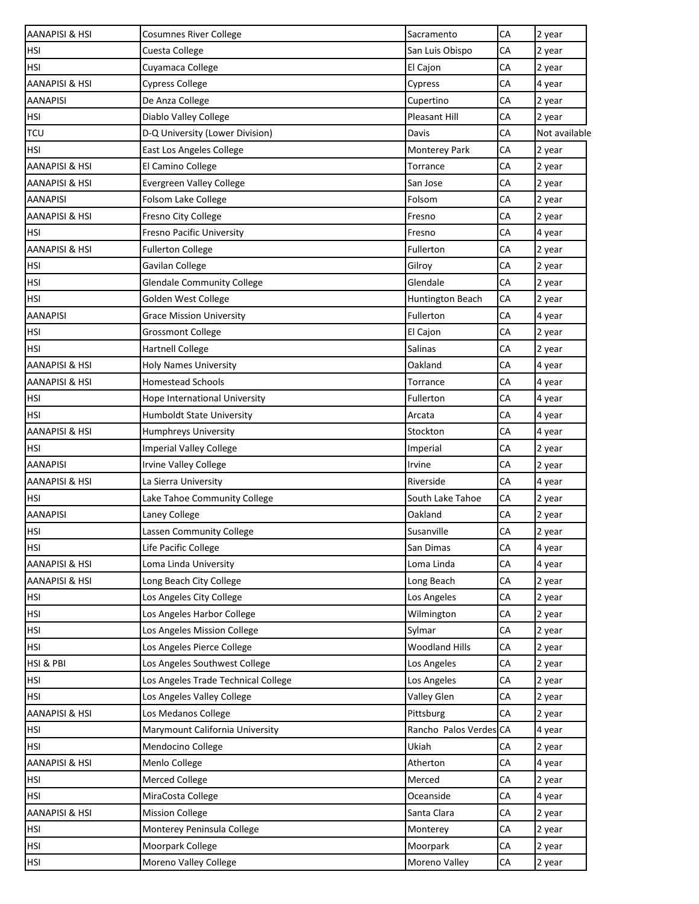| | | | | |
|---|---|---|---|---|
| AANAPISI & HSI | Cosumnes River College | Sacramento | CA | 2 year |
| HSI | Cuesta College | San Luis Obispo | CA | 2 year |
| HSI | Cuyamaca College | El Cajon | CA | 2 year |
| AANAPISI & HSI | Cypress College | Cypress | CA | 4 year |
| AANAPISI | De Anza College | Cupertino | CA | 2 year |
| HSI | Diablo Valley College | Pleasant Hill | CA | 2 year |
| TCU | D-Q University (Lower Division) | Davis | CA | Not available |
| HSI | East Los Angeles College | Monterey Park | CA | 2 year |
| AANAPISI & HSI | El Camino College | Torrance | CA | 2 year |
| AANAPISI & HSI | Evergreen Valley College | San Jose | CA | 2 year |
| AANAPISI | Folsom Lake College | Folsom | CA | 2 year |
| AANAPISI & HSI | Fresno City College | Fresno | CA | 2 year |
| HSI | Fresno Pacific University | Fresno | CA | 4 year |
| AANAPISI & HSI | Fullerton College | Fullerton | CA | 2 year |
| HSI | Gavilan College | Gilroy | CA | 2 year |
| HSI | Glendale Community College | Glendale | CA | 2 year |
| HSI | Golden West College | Huntington Beach | CA | 2 year |
| AANAPISI | Grace Mission University | Fullerton | CA | 4 year |
| HSI | Grossmont College | El Cajon | CA | 2 year |
| HSI | Hartnell College | Salinas | CA | 2 year |
| AANAPISI & HSI | Holy Names University | Oakland | CA | 4 year |
| AANAPISI & HSI | Homestead Schools | Torrance | CA | 4 year |
| HSI | Hope International University | Fullerton | CA | 4 year |
| HSI | Humboldt State University | Arcata | CA | 4 year |
| AANAPISI & HSI | Humphreys University | Stockton | CA | 4 year |
| HSI | Imperial Valley College | Imperial | CA | 2 year |
| AANAPISI | Irvine Valley College | Irvine | CA | 2 year |
| AANAPISI & HSI | La Sierra University | Riverside | CA | 4 year |
| HSI | Lake Tahoe Community College | South Lake Tahoe | CA | 2 year |
| AANAPISI | Laney College | Oakland | CA | 2 year |
| HSI | Lassen Community College | Susanville | CA | 2 year |
| HSI | Life Pacific College | San Dimas | CA | 4 year |
| AANAPISI & HSI | Loma Linda University | Loma Linda | CA | 4 year |
| AANAPISI & HSI | Long Beach City College | Long Beach | CA | 2 year |
| HSI | Los Angeles City College | Los Angeles | CA | 2 year |
| HSI | Los Angeles Harbor College | Wilmington | CA | 2 year |
| HSI | Los Angeles Mission College | Sylmar | CA | 2 year |
| HSI | Los Angeles Pierce College | Woodland Hills | CA | 2 year |
| HSI & PBI | Los Angeles Southwest College | Los Angeles | CA | 2 year |
| HSI | Los Angeles Trade Technical College | Los Angeles | CA | 2 year |
| HSI | Los Angeles Valley College | Valley Glen | CA | 2 year |
| AANAPISI & HSI | Los Medanos College | Pittsburg | CA | 2 year |
| HSI | Marymount California University | Rancho Palos Verdes | CA | 4 year |
| HSI | Mendocino College | Ukiah | CA | 2 year |
| AANAPISI & HSI | Menlo College | Atherton | CA | 4 year |
| HSI | Merced College | Merced | CA | 2 year |
| HSI | MiraCosta College | Oceanside | CA | 4 year |
| AANAPISI & HSI | Mission College | Santa Clara | CA | 2 year |
| HSI | Monterey Peninsula College | Monterey | CA | 2 year |
| HSI | Moorpark College | Moorpark | CA | 2 year |
| HSI | Moreno Valley College | Moreno Valley | CA | 2 year |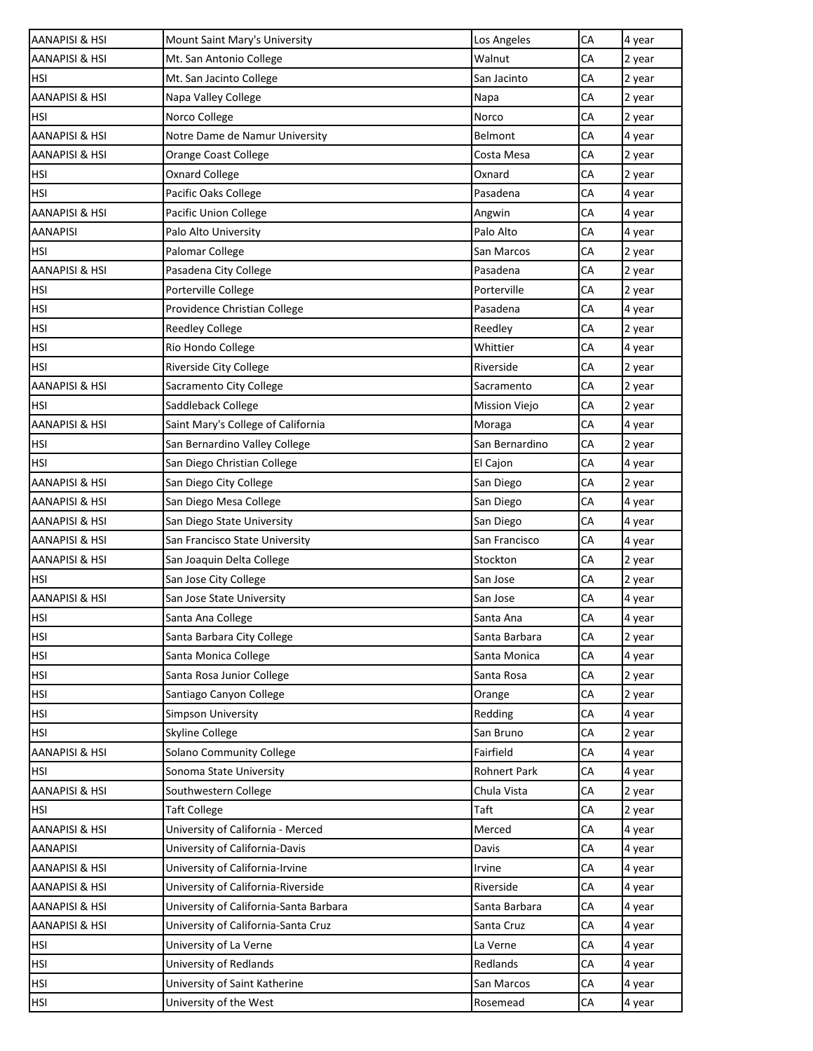| AANAPISI & HSI | Mount Saint Mary's University | Los Angeles | CA | 4 year |
|---|---|---|---|---|
| AANAPISI & HSI | Mt. San Antonio College | Walnut | CA | 2 year |
| HSI | Mt. San Jacinto College | San Jacinto | CA | 2 year |
| AANAPISI & HSI | Napa Valley College | Napa | CA | 2 year |
| HSI | Norco College | Norco | CA | 2 year |
| AANAPISI & HSI | Notre Dame de Namur University | Belmont | CA | 4 year |
| AANAPISI & HSI | Orange Coast College | Costa Mesa | CA | 2 year |
| HSI | Oxnard College | Oxnard | CA | 2 year |
| HSI | Pacific Oaks College | Pasadena | CA | 4 year |
| AANAPISI & HSI | Pacific Union College | Angwin | CA | 4 year |
| AANAPISI | Palo Alto University | Palo Alto | CA | 4 year |
| HSI | Palomar College | San Marcos | CA | 2 year |
| AANAPISI & HSI | Pasadena City College | Pasadena | CA | 2 year |
| HSI | Porterville College | Porterville | CA | 2 year |
| HSI | Providence Christian College | Pasadena | CA | 4 year |
| HSI | Reedley College | Reedley | CA | 2 year |
| HSI | Rio Hondo College | Whittier | CA | 4 year |
| HSI | Riverside City College | Riverside | CA | 2 year |
| AANAPISI & HSI | Sacramento City College | Sacramento | CA | 2 year |
| HSI | Saddleback College | Mission Viejo | CA | 2 year |
| AANAPISI & HSI | Saint Mary's College of California | Moraga | CA | 4 year |
| HSI | San Bernardino Valley College | San Bernardino | CA | 2 year |
| HSI | San Diego Christian College | El Cajon | CA | 4 year |
| AANAPISI & HSI | San Diego City College | San Diego | CA | 2 year |
| AANAPISI & HSI | San Diego Mesa College | San Diego | CA | 4 year |
| AANAPISI & HSI | San Diego State University | San Diego | CA | 4 year |
| AANAPISI & HSI | San Francisco State University | San Francisco | CA | 4 year |
| AANAPISI & HSI | San Joaquin Delta College | Stockton | CA | 2 year |
| HSI | San Jose City College | San Jose | CA | 2 year |
| AANAPISI & HSI | San Jose State University | San Jose | CA | 4 year |
| HSI | Santa Ana College | Santa Ana | CA | 4 year |
| HSI | Santa Barbara City College | Santa Barbara | CA | 2 year |
| HSI | Santa Monica College | Santa Monica | CA | 4 year |
| HSI | Santa Rosa Junior College | Santa Rosa | CA | 2 year |
| HSI | Santiago Canyon College | Orange | CA | 2 year |
| HSI | Simpson University | Redding | CA | 4 year |
| HSI | Skyline College | San Bruno | CA | 2 year |
| AANAPISI & HSI | Solano Community College | Fairfield | CA | 4 year |
| HSI | Sonoma State University | Rohnert Park | CA | 4 year |
| AANAPISI & HSI | Southwestern College | Chula Vista | CA | 2 year |
| HSI | Taft College | Taft | CA | 2 year |
| AANAPISI & HSI | University of California - Merced | Merced | CA | 4 year |
| AANAPISI | University of California-Davis | Davis | CA | 4 year |
| AANAPISI & HSI | University of California-Irvine | Irvine | CA | 4 year |
| AANAPISI & HSI | University of California-Riverside | Riverside | CA | 4 year |
| AANAPISI & HSI | University of California-Santa Barbara | Santa Barbara | CA | 4 year |
| AANAPISI & HSI | University of California-Santa Cruz | Santa Cruz | CA | 4 year |
| HSI | University of La Verne | La Verne | CA | 4 year |
| HSI | University of Redlands | Redlands | CA | 4 year |
| HSI | University of Saint Katherine | San Marcos | CA | 4 year |
| HSI | University of the West | Rosemead | CA | 4 year |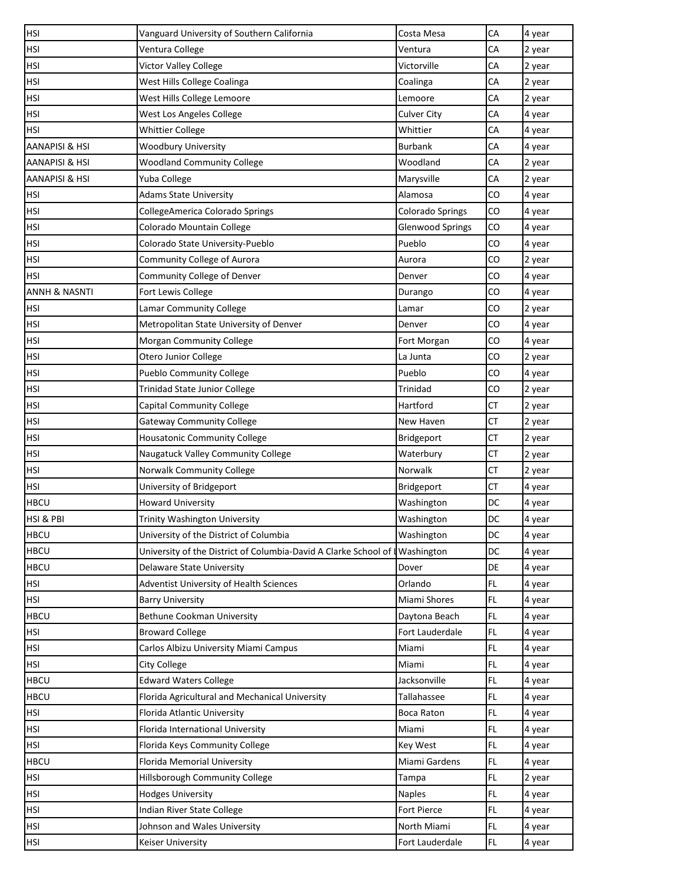| | | | | |
|---|---|---|---|---|
| HSI | Vanguard University of Southern California | Costa Mesa | CA | 4 year |
| HSI | Ventura College | Ventura | CA | 2 year |
| HSI | Victor Valley College | Victorville | CA | 2 year |
| HSI | West Hills College Coalinga | Coalinga | CA | 2 year |
| HSI | West Hills College Lemoore | Lemoore | CA | 2 year |
| HSI | West Los Angeles College | Culver City | CA | 4 year |
| HSI | Whittier College | Whittier | CA | 4 year |
| AANAPISI & HSI | Woodbury University | Burbank | CA | 4 year |
| AANAPISI & HSI | Woodland Community College | Woodland | CA | 2 year |
| AANAPISI & HSI | Yuba College | Marysville | CA | 2 year |
| HSI | Adams State University | Alamosa | CO | 4 year |
| HSI | CollegeAmerica Colorado Springs | Colorado Springs | CO | 4 year |
| HSI | Colorado Mountain College | Glenwood Springs | CO | 4 year |
| HSI | Colorado State University-Pueblo | Pueblo | CO | 4 year |
| HSI | Community College of Aurora | Aurora | CO | 2 year |
| HSI | Community College of Denver | Denver | CO | 4 year |
| ANNH & NASNTI | Fort Lewis College | Durango | CO | 4 year |
| HSI | Lamar Community College | Lamar | CO | 2 year |
| HSI | Metropolitan State University of Denver | Denver | CO | 4 year |
| HSI | Morgan Community College | Fort Morgan | CO | 4 year |
| HSI | Otero Junior College | La Junta | CO | 2 year |
| HSI | Pueblo Community College | Pueblo | CO | 4 year |
| HSI | Trinidad State Junior College | Trinidad | CO | 2 year |
| HSI | Capital Community College | Hartford | CT | 2 year |
| HSI | Gateway Community College | New Haven | CT | 2 year |
| HSI | Housatonic Community College | Bridgeport | CT | 2 year |
| HSI | Naugatuck Valley Community College | Waterbury | CT | 2 year |
| HSI | Norwalk Community College | Norwalk | CT | 2 year |
| HSI | University of Bridgeport | Bridgeport | CT | 4 year |
| HBCU | Howard University | Washington | DC | 4 year |
| HSI & PBI | Trinity Washington University | Washington | DC | 4 year |
| HBCU | University of the District of Columbia | Washington | DC | 4 year |
| HBCU | University of the District of Columbia-David A Clarke School of L | Washington | DC | 4 year |
| HBCU | Delaware State University | Dover | DE | 4 year |
| HSI | Adventist University of Health Sciences | Orlando | FL | 4 year |
| HSI | Barry University | Miami Shores | FL | 4 year |
| HBCU | Bethune Cookman University | Daytona Beach | FL | 4 year |
| HSI | Broward College | Fort Lauderdale | FL | 4 year |
| HSI | Carlos Albizu University Miami Campus | Miami | FL | 4 year |
| HSI | City College | Miami | FL | 4 year |
| HBCU | Edward Waters College | Jacksonville | FL | 4 year |
| HBCU | Florida Agricultural and Mechanical University | Tallahassee | FL | 4 year |
| HSI | Florida Atlantic University | Boca Raton | FL | 4 year |
| HSI | Florida International University | Miami | FL | 4 year |
| HSI | Florida Keys Community College | Key West | FL | 4 year |
| HBCU | Florida Memorial University | Miami Gardens | FL | 4 year |
| HSI | Hillsborough Community College | Tampa | FL | 2 year |
| HSI | Hodges University | Naples | FL | 4 year |
| HSI | Indian River State College | Fort Pierce | FL | 4 year |
| HSI | Johnson and Wales University | North Miami | FL | 4 year |
| HSI | Keiser University | Fort Lauderdale | FL | 4 year |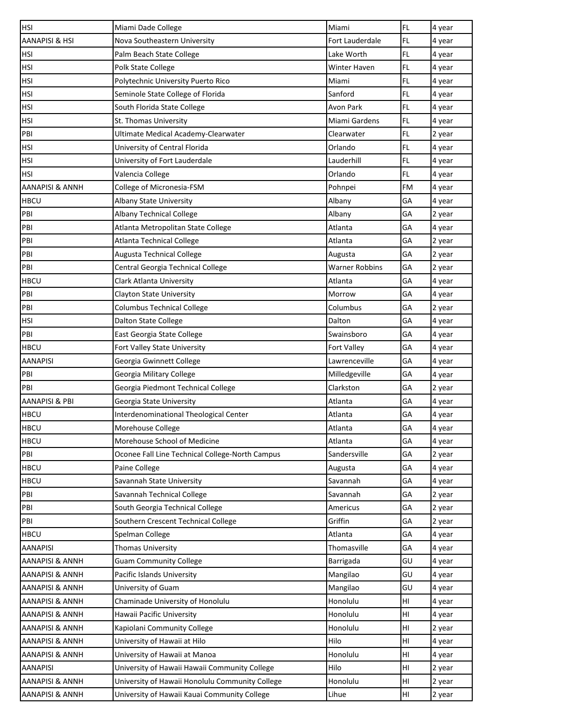| HSI | Miami Dade College | Miami | FL | 4 year |
|---|---|---|---|---|
| AANAPISI & HSI | Nova Southeastern University | Fort Lauderdale | FL | 4 year |
| HSI | Palm Beach State College | Lake Worth | FL | 4 year |
| HSI | Polk State College | Winter Haven | FL | 4 year |
| HSI | Polytechnic University Puerto Rico | Miami | FL | 4 year |
| HSI | Seminole State College of Florida | Sanford | FL | 4 year |
| HSI | South Florida State College | Avon Park | FL | 4 year |
| HSI | St. Thomas University | Miami Gardens | FL | 4 year |
| PBI | Ultimate Medical Academy-Clearwater | Clearwater | FL | 2 year |
| HSI | University of Central Florida | Orlando | FL | 4 year |
| HSI | University of Fort Lauderdale | Lauderhill | FL | 4 year |
| HSI | Valencia College | Orlando | FL | 4 year |
| AANAPISI & ANNH | College of Micronesia-FSM | Pohnpei | FM | 4 year |
| HBCU | Albany State University | Albany | GA | 4 year |
| PBI | Albany Technical College | Albany | GA | 2 year |
| PBI | Atlanta Metropolitan State College | Atlanta | GA | 4 year |
| PBI | Atlanta Technical College | Atlanta | GA | 2 year |
| PBI | Augusta Technical College | Augusta | GA | 2 year |
| PBI | Central Georgia Technical College | Warner Robbins | GA | 2 year |
| HBCU | Clark Atlanta University | Atlanta | GA | 4 year |
| PBI | Clayton State University | Morrow | GA | 4 year |
| PBI | Columbus Technical College | Columbus | GA | 2 year |
| HSI | Dalton State College | Dalton | GA | 4 year |
| PBI | East Georgia State College | Swainsboro | GA | 4 year |
| HBCU | Fort Valley State University | Fort Valley | GA | 4 year |
| AANAPISI | Georgia Gwinnett College | Lawrenceville | GA | 4 year |
| PBI | Georgia Military College | Milledgeville | GA | 4 year |
| PBI | Georgia Piedmont Technical College | Clarkston | GA | 2 year |
| AANAPISI & PBI | Georgia State University | Atlanta | GA | 4 year |
| HBCU | Interdenominational Theological Center | Atlanta | GA | 4 year |
| HBCU | Morehouse College | Atlanta | GA | 4 year |
| HBCU | Morehouse School of Medicine | Atlanta | GA | 4 year |
| PBI | Oconee Fall Line Technical College-North Campus | Sandersville | GA | 2 year |
| HBCU | Paine College | Augusta | GA | 4 year |
| HBCU | Savannah State University | Savannah | GA | 4 year |
| PBI | Savannah Technical College | Savannah | GA | 2 year |
| PBI | South Georgia Technical College | Americus | GA | 2 year |
| PBI | Southern Crescent Technical College | Griffin | GA | 2 year |
| HBCU | Spelman College | Atlanta | GA | 4 year |
| AANAPISI | Thomas University | Thomasville | GA | 4 year |
| AANAPISI & ANNH | Guam Community College | Barrigada | GU | 4 year |
| AANAPISI & ANNH | Pacific Islands University | Mangilao | GU | 4 year |
| AANAPISI & ANNH | University of Guam | Mangilao | GU | 4 year |
| AANAPISI & ANNH | Chaminade University of Honolulu | Honolulu | HI | 4 year |
| AANAPISI & ANNH | Hawaii Pacific University | Honolulu | HI | 4 year |
| AANAPISI & ANNH | Kapiolani Community College | Honolulu | HI | 2 year |
| AANAPISI & ANNH | University of Hawaii at Hilo | Hilo | HI | 4 year |
| AANAPISI & ANNH | University of Hawaii at Manoa | Honolulu | HI | 4 year |
| AANAPISI | University of Hawaii Hawaii Community College | Hilo | HI | 2 year |
| AANAPISI & ANNH | University of Hawaii Honolulu Community College | Honolulu | HI | 2 year |
| AANAPISI & ANNH | University of Hawaii Kauai Community College | Lihue | HI | 2 year |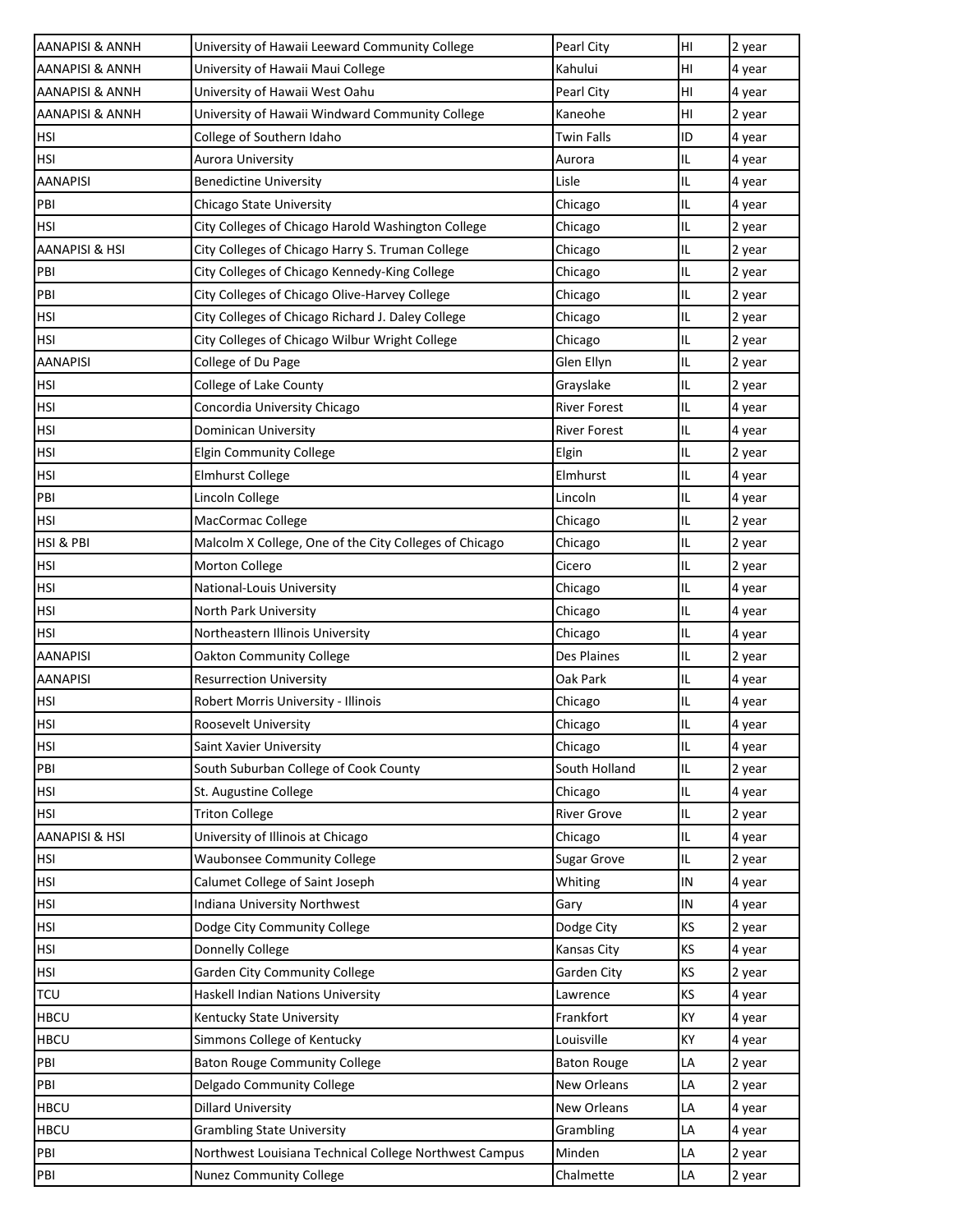| AANAPISI & ANNH | University of Hawaii Leeward Community College | Pearl City | HI | 2 year |
|---|---|---|---|---|
| AANAPISI & ANNH | University of Hawaii Maui College | Kahului | HI | 4 year |
| AANAPISI & ANNH | University of Hawaii West Oahu | Pearl City | HI | 4 year |
| AANAPISI & ANNH | University of Hawaii Windward Community College | Kaneohe | HI | 2 year |
| HSI | College of Southern Idaho | Twin Falls | ID | 4 year |
| HSI | Aurora University | Aurora | IL | 4 year |
| AANAPISI | Benedictine University | Lisle | IL | 4 year |
| PBI | Chicago State University | Chicago | IL | 4 year |
| HSI | City Colleges of Chicago Harold Washington College | Chicago | IL | 2 year |
| AANAPISI & HSI | City Colleges of Chicago Harry S. Truman College | Chicago | IL | 2 year |
| PBI | City Colleges of Chicago Kennedy-King College | Chicago | IL | 2 year |
| PBI | City Colleges of Chicago Olive-Harvey College | Chicago | IL | 2 year |
| HSI | City Colleges of Chicago Richard J. Daley College | Chicago | IL | 2 year |
| HSI | City Colleges of Chicago Wilbur Wright College | Chicago | IL | 2 year |
| AANAPISI | College of Du Page | Glen Ellyn | IL | 2 year |
| HSI | College of Lake County | Grayslake | IL | 2 year |
| HSI | Concordia University Chicago | River Forest | IL | 4 year |
| HSI | Dominican University | River Forest | IL | 4 year |
| HSI | Elgin Community College | Elgin | IL | 2 year |
| HSI | Elmhurst College | Elmhurst | IL | 4 year |
| PBI | Lincoln College | Lincoln | IL | 4 year |
| HSI | MacCormac College | Chicago | IL | 2 year |
| HSI & PBI | Malcolm X College, One of the City Colleges of Chicago | Chicago | IL | 2 year |
| HSI | Morton College | Cicero | IL | 2 year |
| HSI | National-Louis University | Chicago | IL | 4 year |
| HSI | North Park University | Chicago | IL | 4 year |
| HSI | Northeastern Illinois University | Chicago | IL | 4 year |
| AANAPISI | Oakton Community College | Des Plaines | IL | 2 year |
| AANAPISI | Resurrection University | Oak Park | IL | 4 year |
| HSI | Robert Morris University - Illinois | Chicago | IL | 4 year |
| HSI | Roosevelt University | Chicago | IL | 4 year |
| HSI | Saint Xavier University | Chicago | IL | 4 year |
| PBI | South Suburban College of Cook County | South Holland | IL | 2 year |
| HSI | St. Augustine College | Chicago | IL | 4 year |
| HSI | Triton College | River Grove | IL | 2 year |
| AANAPISI & HSI | University of Illinois at Chicago | Chicago | IL | 4 year |
| HSI | Waubonsee Community College | Sugar Grove | IL | 2 year |
| HSI | Calumet College of Saint Joseph | Whiting | IN | 4 year |
| HSI | Indiana University Northwest | Gary | IN | 4 year |
| HSI | Dodge City Community College | Dodge City | KS | 2 year |
| HSI | Donnelly College | Kansas City | KS | 4 year |
| HSI | Garden City Community College | Garden City | KS | 2 year |
| TCU | Haskell Indian Nations University | Lawrence | KS | 4 year |
| HBCU | Kentucky State University | Frankfort | KY | 4 year |
| HBCU | Simmons College of Kentucky | Louisville | KY | 4 year |
| PBI | Baton Rouge Community College | Baton Rouge | LA | 2 year |
| PBI | Delgado Community College | New Orleans | LA | 2 year |
| HBCU | Dillard University | New Orleans | LA | 4 year |
| HBCU | Grambling State University | Grambling | LA | 4 year |
| PBI | Northwest Louisiana Technical College Northwest Campus | Minden | LA | 2 year |
| PBI | Nunez Community College | Chalmette | LA | 2 year |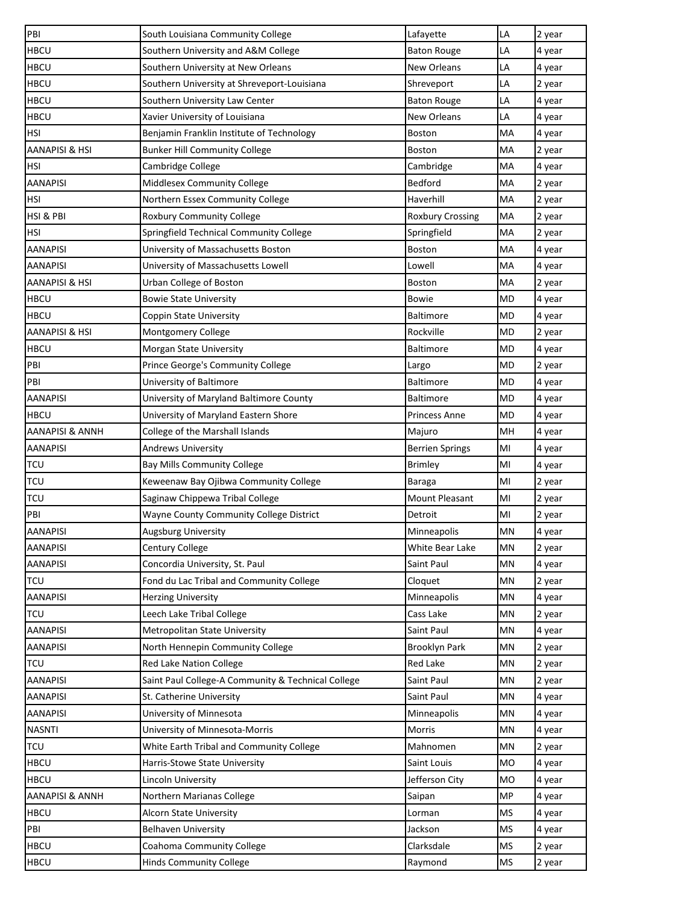| PBI | South Louisiana Community College | Lafayette | LA | 2 year |
|---|---|---|---|---|
| HBCU | Southern University and A&M College | Baton Rouge | LA | 4 year |
| HBCU | Southern University at New Orleans | New Orleans | LA | 4 year |
| HBCU | Southern University at Shreveport-Louisiana | Shreveport | LA | 2 year |
| HBCU | Southern University Law Center | Baton Rouge | LA | 4 year |
| HBCU | Xavier University of Louisiana | New Orleans | LA | 4 year |
| HSI | Benjamin Franklin Institute of Technology | Boston | MA | 4 year |
| AANAPISI & HSI | Bunker Hill Community College | Boston | MA | 2 year |
| HSI | Cambridge College | Cambridge | MA | 4 year |
| AANAPISI | Middlesex Community College | Bedford | MA | 2 year |
| HSI | Northern Essex Community College | Haverhill | MA | 2 year |
| HSI & PBI | Roxbury Community College | Roxbury Crossing | MA | 2 year |
| HSI | Springfield Technical Community College | Springfield | MA | 2 year |
| AANAPISI | University of Massachusetts Boston | Boston | MA | 4 year |
| AANAPISI | University of Massachusetts Lowell | Lowell | MA | 4 year |
| AANAPISI & HSI | Urban College of Boston | Boston | MA | 2 year |
| HBCU | Bowie State University | Bowie | MD | 4 year |
| HBCU | Coppin State University | Baltimore | MD | 4 year |
| AANAPISI & HSI | Montgomery College | Rockville | MD | 2 year |
| HBCU | Morgan State University | Baltimore | MD | 4 year |
| PBI | Prince George's Community College | Largo | MD | 2 year |
| PBI | University of Baltimore | Baltimore | MD | 4 year |
| AANAPISI | University of Maryland Baltimore County | Baltimore | MD | 4 year |
| HBCU | University of Maryland Eastern Shore | Princess Anne | MD | 4 year |
| AANAPISI & ANNH | College of the Marshall Islands | Majuro | MH | 4 year |
| AANAPISI | Andrews University | Berrien Springs | MI | 4 year |
| TCU | Bay Mills Community College | Brimley | MI | 4 year |
| TCU | Keweenaw Bay Ojibwa Community College | Baraga | MI | 2 year |
| TCU | Saginaw Chippewa Tribal College | Mount Pleasant | MI | 2 year |
| PBI | Wayne County Community College District | Detroit | MI | 2 year |
| AANAPISI | Augsburg University | Minneapolis | MN | 4 year |
| AANAPISI | Century College | White Bear Lake | MN | 2 year |
| AANAPISI | Concordia University, St. Paul | Saint Paul | MN | 4 year |
| TCU | Fond du Lac Tribal and Community College | Cloquet | MN | 2 year |
| AANAPISI | Herzing University | Minneapolis | MN | 4 year |
| TCU | Leech Lake Tribal College | Cass Lake | MN | 2 year |
| AANAPISI | Metropolitan State University | Saint Paul | MN | 4 year |
| AANAPISI | North Hennepin Community College | Brooklyn Park | MN | 2 year |
| TCU | Red Lake Nation College | Red Lake | MN | 2 year |
| AANAPISI | Saint Paul College-A Community & Technical College | Saint Paul | MN | 2 year |
| AANAPISI | St. Catherine University | Saint Paul | MN | 4 year |
| AANAPISI | University of Minnesota | Minneapolis | MN | 4 year |
| NASNTI | University of Minnesota-Morris | Morris | MN | 4 year |
| TCU | White Earth Tribal and Community College | Mahnomen | MN | 2 year |
| HBCU | Harris-Stowe State University | Saint Louis | MO | 4 year |
| HBCU | Lincoln University | Jefferson City | MO | 4 year |
| AANAPISI & ANNH | Northern Marianas College | Saipan | MP | 4 year |
| HBCU | Alcorn State University | Lorman | MS | 4 year |
| PBI | Belhaven University | Jackson | MS | 4 year |
| HBCU | Coahoma Community College | Clarksdale | MS | 2 year |
| HBCU | Hinds Community College | Raymond | MS | 2 year |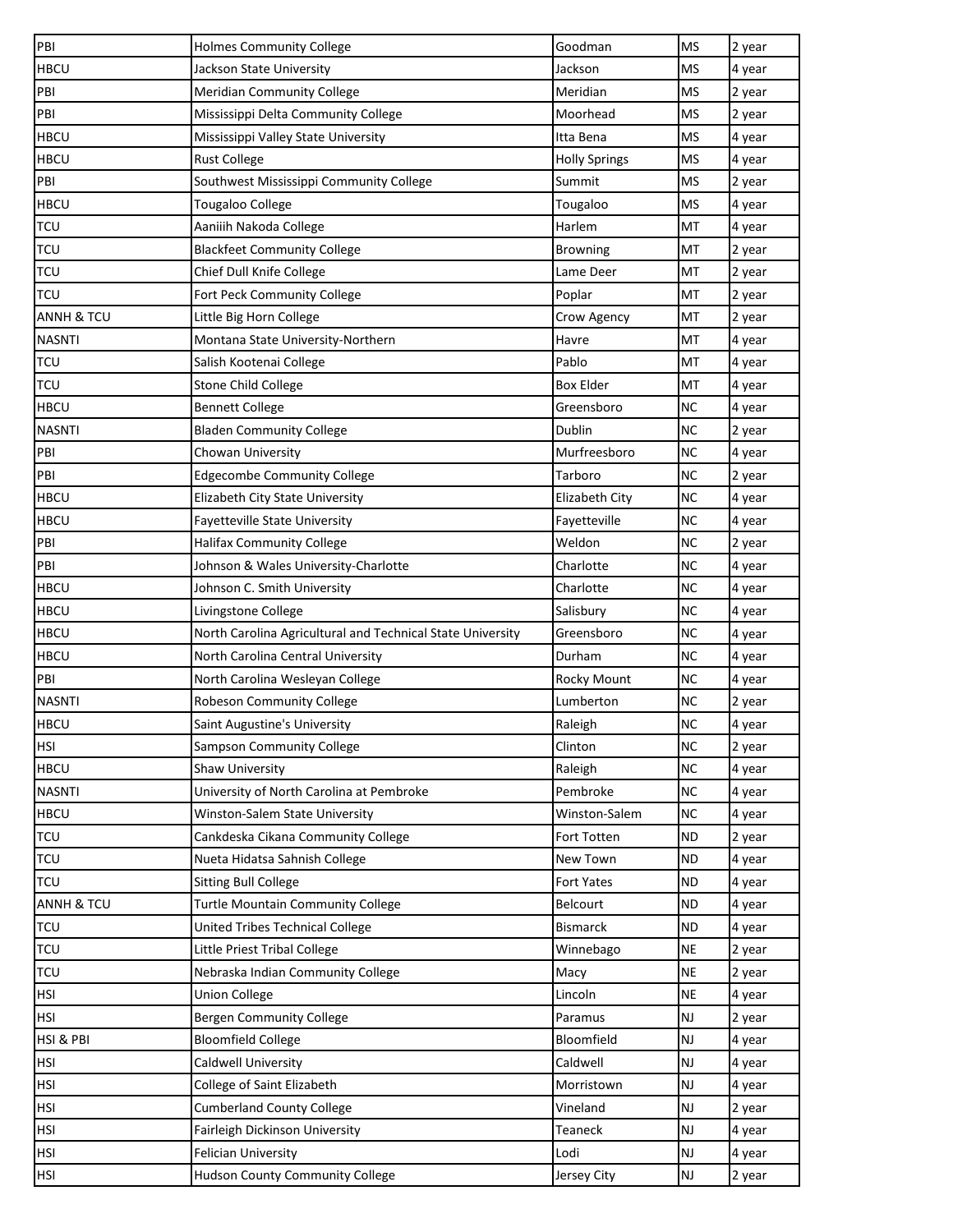| PBI | Holmes Community College | Goodman | MS | 2 year |
|---|---|---|---|---|
| HBCU | Jackson State University | Jackson | MS | 4 year |
| PBI | Meridian Community College | Meridian | MS | 2 year |
| PBI | Mississippi Delta Community College | Moorhead | MS | 2 year |
| HBCU | Mississippi Valley State University | Itta Bena | MS | 4 year |
| HBCU | Rust College | Holly Springs | MS | 4 year |
| PBI | Southwest Mississippi Community College | Summit | MS | 2 year |
| HBCU | Tougaloo College | Tougaloo | MS | 4 year |
| TCU | Aaniiih Nakoda College | Harlem | MT | 4 year |
| TCU | Blackfeet Community College | Browning | MT | 2 year |
| TCU | Chief Dull Knife College | Lame Deer | MT | 2 year |
| TCU | Fort Peck Community College | Poplar | MT | 2 year |
| ANNH & TCU | Little Big Horn College | Crow Agency | MT | 2 year |
| NASNTI | Montana State University-Northern | Havre | MT | 4 year |
| TCU | Salish Kootenai College | Pablo | MT | 4 year |
| TCU | Stone Child College | Box Elder | MT | 4 year |
| HBCU | Bennett College | Greensboro | NC | 4 year |
| NASNTI | Bladen Community College | Dublin | NC | 2 year |
| PBI | Chowan University | Murfreesboro | NC | 4 year |
| PBI | Edgecombe Community College | Tarboro | NC | 2 year |
| HBCU | Elizabeth City State University | Elizabeth City | NC | 4 year |
| HBCU | Fayetteville State University | Fayetteville | NC | 4 year |
| PBI | Halifax Community College | Weldon | NC | 2 year |
| PBI | Johnson & Wales University-Charlotte | Charlotte | NC | 4 year |
| HBCU | Johnson C. Smith University | Charlotte | NC | 4 year |
| HBCU | Livingstone College | Salisbury | NC | 4 year |
| HBCU | North Carolina Agricultural and Technical State University | Greensboro | NC | 4 year |
| HBCU | North Carolina Central University | Durham | NC | 4 year |
| PBI | North Carolina Wesleyan College | Rocky Mount | NC | 4 year |
| NASNTI | Robeson Community College | Lumberton | NC | 2 year |
| HBCU | Saint Augustine's University | Raleigh | NC | 4 year |
| HSI | Sampson Community College | Clinton | NC | 2 year |
| HBCU | Shaw University | Raleigh | NC | 4 year |
| NASNTI | University of North Carolina at Pembroke | Pembroke | NC | 4 year |
| HBCU | Winston-Salem State University | Winston-Salem | NC | 4 year |
| TCU | Cankdeska Cikana Community College | Fort Totten | ND | 2 year |
| TCU | Nueta Hidatsa Sahnish College | New Town | ND | 4 year |
| TCU | Sitting Bull College | Fort Yates | ND | 4 year |
| ANNH & TCU | Turtle Mountain Community College | Belcourt | ND | 4 year |
| TCU | United Tribes Technical College | Bismarck | ND | 4 year |
| TCU | Little Priest Tribal College | Winnebago | NE | 2 year |
| TCU | Nebraska Indian Community College | Macy | NE | 2 year |
| HSI | Union College | Lincoln | NE | 4 year |
| HSI | Bergen Community College | Paramus | NJ | 2 year |
| HSI & PBI | Bloomfield College | Bloomfield | NJ | 4 year |
| HSI | Caldwell University | Caldwell | NJ | 4 year |
| HSI | College of Saint Elizabeth | Morristown | NJ | 4 year |
| HSI | Cumberland County College | Vineland | NJ | 2 year |
| HSI | Fairleigh Dickinson University | Teaneck | NJ | 4 year |
| HSI | Felician University | Lodi | NJ | 4 year |
| HSI | Hudson County Community College | Jersey City | NJ | 2 year |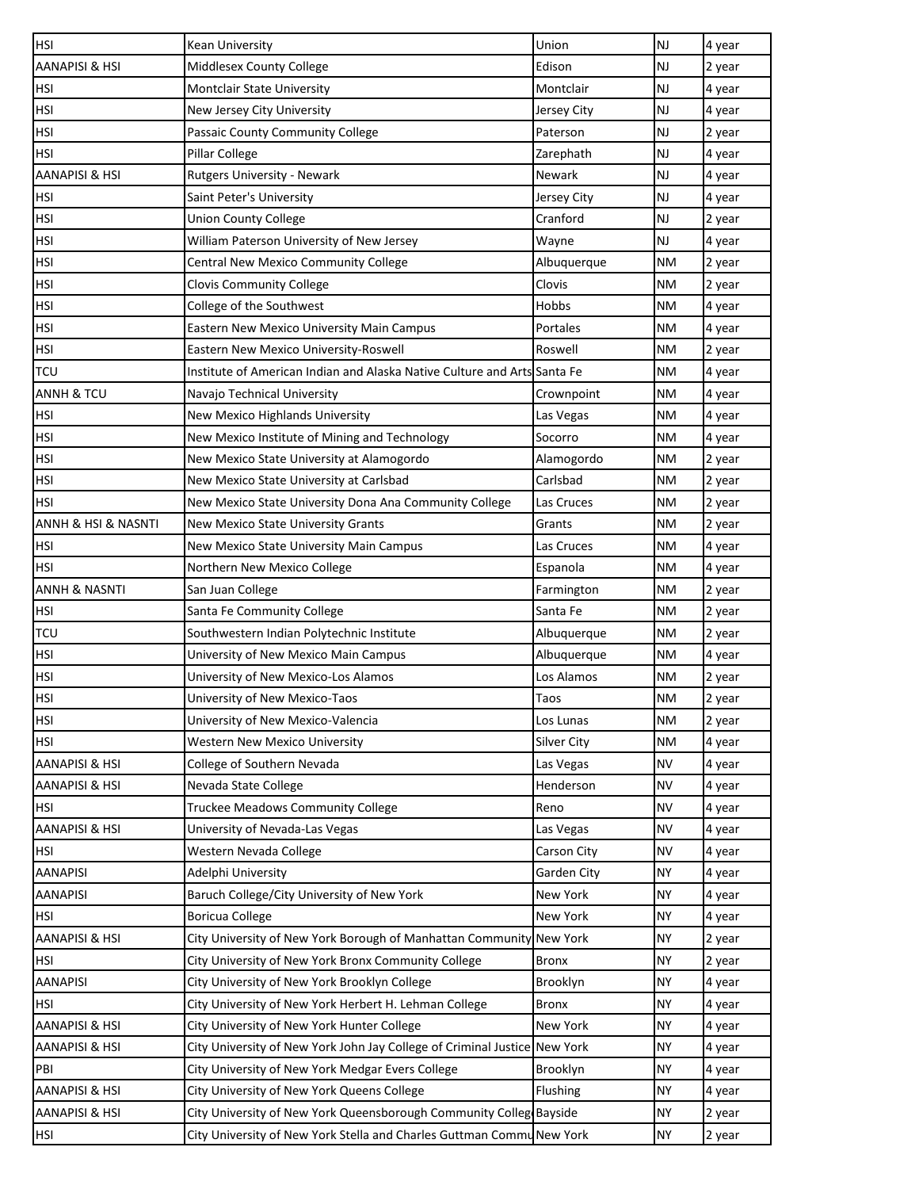| HSI | Kean University | Union | NJ | 4 year |
|---|---|---|---|---|
| AANAPISI & HSI | Middlesex County College | Edison | NJ | 2 year |
| HSI | Montclair State University | Montclair | NJ | 4 year |
| HSI | New Jersey City University | Jersey City | NJ | 4 year |
| HSI | Passaic County Community College | Paterson | NJ | 2 year |
| HSI | Pillar College | Zarephath | NJ | 4 year |
| AANAPISI & HSI | Rutgers University - Newark | Newark | NJ | 4 year |
| HSI | Saint Peter's University | Jersey City | NJ | 4 year |
| HSI | Union County College | Cranford | NJ | 2 year |
| HSI | William Paterson University of New Jersey | Wayne | NJ | 4 year |
| HSI | Central New Mexico Community College | Albuquerque | NM | 2 year |
| HSI | Clovis Community College | Clovis | NM | 2 year |
| HSI | College of the Southwest | Hobbs | NM | 4 year |
| HSI | Eastern New Mexico University Main Campus | Portales | NM | 4 year |
| HSI | Eastern New Mexico University-Roswell | Roswell | NM | 2 year |
| TCU | Institute of American Indian and Alaska Native Culture and Arts | Santa Fe | NM | 4 year |
| ANNH & TCU | Navajo Technical University | Crownpoint | NM | 4 year |
| HSI | New Mexico Highlands University | Las Vegas | NM | 4 year |
| HSI | New Mexico Institute of Mining and Technology | Socorro | NM | 4 year |
| HSI | New Mexico State University at Alamogordo | Alamogordo | NM | 2 year |
| HSI | New Mexico State University at Carlsbad | Carlsbad | NM | 2 year |
| HSI | New Mexico State University Dona Ana Community College | Las Cruces | NM | 2 year |
| ANNH & HSI & NASNTI | New Mexico State University Grants | Grants | NM | 2 year |
| HSI | New Mexico State University Main Campus | Las Cruces | NM | 4 year |
| HSI | Northern New Mexico College | Espanola | NM | 4 year |
| ANNH & NASNTI | San Juan College | Farmington | NM | 2 year |
| HSI | Santa Fe Community College | Santa Fe | NM | 2 year |
| TCU | Southwestern Indian Polytechnic Institute | Albuquerque | NM | 2 year |
| HSI | University of New Mexico Main Campus | Albuquerque | NM | 4 year |
| HSI | University of New Mexico-Los Alamos | Los Alamos | NM | 2 year |
| HSI | University of New Mexico-Taos | Taos | NM | 2 year |
| HSI | University of New Mexico-Valencia | Los Lunas | NM | 2 year |
| HSI | Western New Mexico University | Silver City | NM | 4 year |
| AANAPISI & HSI | College of Southern Nevada | Las Vegas | NV | 4 year |
| AANAPISI & HSI | Nevada State College | Henderson | NV | 4 year |
| HSI | Truckee Meadows Community College | Reno | NV | 4 year |
| AANAPISI & HSI | University of Nevada-Las Vegas | Las Vegas | NV | 4 year |
| HSI | Western Nevada College | Carson City | NV | 4 year |
| AANAPISI | Adelphi University | Garden City | NY | 4 year |
| AANAPISI | Baruch College/City University of New York | New York | NY | 4 year |
| HSI | Boricua College | New York | NY | 4 year |
| AANAPISI & HSI | City University of New York Borough of Manhattan Community | New York | NY | 2 year |
| HSI | City University of New York Bronx Community College | Bronx | NY | 2 year |
| AANAPISI | City University of New York Brooklyn College | Brooklyn | NY | 4 year |
| HSI | City University of New York Herbert H. Lehman College | Bronx | NY | 4 year |
| AANAPISI & HSI | City University of New York Hunter College | New York | NY | 4 year |
| AANAPISI & HSI | City University of New York John Jay College of Criminal Justice | New York | NY | 4 year |
| PBI | City University of New York Medgar Evers College | Brooklyn | NY | 4 year |
| AANAPISI & HSI | City University of New York Queens College | Flushing | NY | 4 year |
| AANAPISI & HSI | City University of New York Queensborough Community Colleg | Bayside | NY | 2 year |
| HSI | City University of New York Stella and Charles Guttman Commu | New York | NY | 2 year |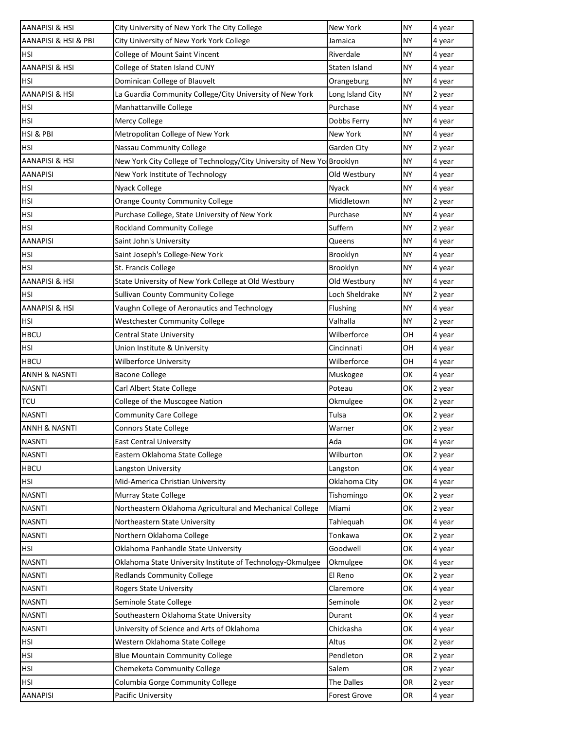| | | | | |
|---|---|---|---|---|
| AANAPISI & HSI | City University of New York The City College | New York | NY | 4 year |
| AANAPISI & HSI & PBI | City University of New York York College | Jamaica | NY | 4 year |
| HSI | College of Mount Saint Vincent | Riverdale | NY | 4 year |
| AANAPISI & HSI | College of Staten Island CUNY | Staten Island | NY | 4 year |
| HSI | Dominican College of Blauvelt | Orangeburg | NY | 4 year |
| AANAPISI & HSI | La Guardia Community College/City University of New York | Long Island City | NY | 2 year |
| HSI | Manhattanville College | Purchase | NY | 4 year |
| HSI | Mercy College | Dobbs Ferry | NY | 4 year |
| HSI & PBI | Metropolitan College of New York | New York | NY | 4 year |
| HSI | Nassau Community College | Garden City | NY | 2 year |
| AANAPISI & HSI | New York City College of Technology/City University of New Yo | Brooklyn | NY | 4 year |
| AANAPISI | New York Institute of Technology | Old Westbury | NY | 4 year |
| HSI | Nyack College | Nyack | NY | 4 year |
| HSI | Orange County Community College | Middletown | NY | 2 year |
| HSI | Purchase College, State University of New York | Purchase | NY | 4 year |
| HSI | Rockland Community College | Suffern | NY | 2 year |
| AANAPISI | Saint John's University | Queens | NY | 4 year |
| HSI | Saint Joseph's College-New York | Brooklyn | NY | 4 year |
| HSI | St. Francis College | Brooklyn | NY | 4 year |
| AANAPISI & HSI | State University of New York College at Old Westbury | Old Westbury | NY | 4 year |
| HSI | Sullivan County Community College | Loch Sheldrake | NY | 2 year |
| AANAPISI & HSI | Vaughn College of Aeronautics and Technology | Flushing | NY | 4 year |
| HSI | Westchester Community College | Valhalla | NY | 2 year |
| HBCU | Central State University | Wilberforce | OH | 4 year |
| HSI | Union Institute & University | Cincinnati | OH | 4 year |
| HBCU | Wilberforce University | Wilberforce | OH | 4 year |
| ANNH & NASNTI | Bacone College | Muskogee | OK | 4 year |
| NASNTI | Carl Albert State College | Poteau | OK | 2 year |
| TCU | College of the Muscogee Nation | Okmulgee | OK | 2 year |
| NASNTI | Community Care College | Tulsa | OK | 2 year |
| ANNH & NASNTI | Connors State College | Warner | OK | 2 year |
| NASNTI | East Central University | Ada | OK | 4 year |
| NASNTI | Eastern Oklahoma State College | Wilburton | OK | 2 year |
| HBCU | Langston University | Langston | OK | 4 year |
| HSI | Mid-America Christian University | Oklahoma City | OK | 4 year |
| NASNTI | Murray State College | Tishomingo | OK | 2 year |
| NASNTI | Northeastern Oklahoma Agricultural and Mechanical College | Miami | OK | 2 year |
| NASNTI | Northeastern State University | Tahlequah | OK | 4 year |
| NASNTI | Northern Oklahoma College | Tonkawa | OK | 2 year |
| HSI | Oklahoma Panhandle State University | Goodwell | OK | 4 year |
| NASNTI | Oklahoma State University Institute of Technology-Okmulgee | Okmulgee | OK | 4 year |
| NASNTI | Redlands Community College | El Reno | OK | 2 year |
| NASNTI | Rogers State University | Claremore | OK | 4 year |
| NASNTI | Seminole State College | Seminole | OK | 2 year |
| NASNTI | Southeastern Oklahoma State University | Durant | OK | 4 year |
| NASNTI | University of Science and Arts of Oklahoma | Chickasha | OK | 4 year |
| HSI | Western Oklahoma State College | Altus | OK | 2 year |
| HSI | Blue Mountain Community College | Pendleton | OR | 2 year |
| HSI | Chemeketa Community College | Salem | OR | 2 year |
| HSI | Columbia Gorge Community College | The Dalles | OR | 2 year |
| AANAPISI | Pacific University | Forest Grove | OR | 4 year |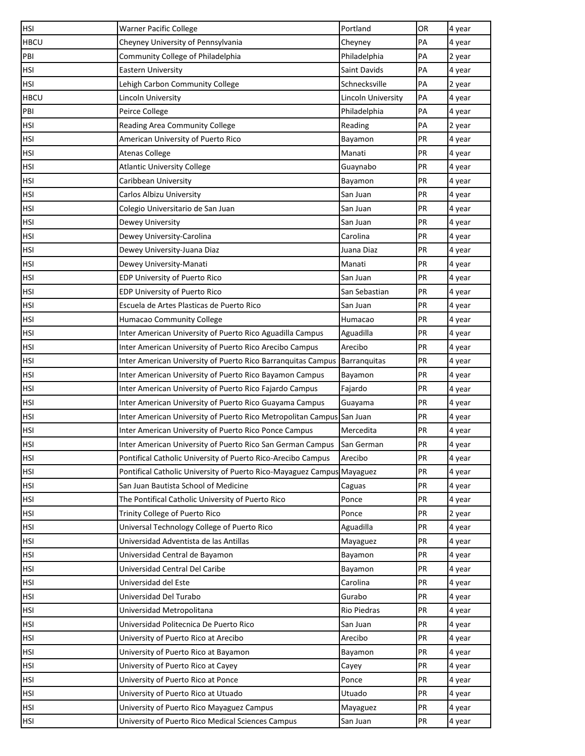| | | | | |
|---|---|---|---|---|
| HSI | Warner Pacific College | Portland | OR | 4 year |
| HBCU | Cheyney University of Pennsylvania | Cheyney | PA | 4 year |
| PBI | Community College of Philadelphia | Philadelphia | PA | 2 year |
| HSI | Eastern University | Saint Davids | PA | 4 year |
| HSI | Lehigh Carbon Community College | Schnecksville | PA | 2 year |
| HBCU | Lincoln University | Lincoln University | PA | 4 year |
| PBI | Peirce College | Philadelphia | PA | 4 year |
| HSI | Reading Area Community College | Reading | PA | 2 year |
| HSI | American University of Puerto Rico | Bayamon | PR | 4 year |
| HSI | Atenas College | Manati | PR | 4 year |
| HSI | Atlantic University College | Guaynabo | PR | 4 year |
| HSI | Caribbean University | Bayamon | PR | 4 year |
| HSI | Carlos Albizu University | San Juan | PR | 4 year |
| HSI | Colegio Universitario de San Juan | San Juan | PR | 4 year |
| HSI | Dewey University | San Juan | PR | 4 year |
| HSI | Dewey University-Carolina | Carolina | PR | 4 year |
| HSI | Dewey University-Juana Diaz | Juana Diaz | PR | 4 year |
| HSI | Dewey University-Manati | Manati | PR | 4 year |
| HSI | EDP University of Puerto Rico | San Juan | PR | 4 year |
| HSI | EDP University of Puerto Rico | San Sebastian | PR | 4 year |
| HSI | Escuela de Artes Plasticas de Puerto Rico | San Juan | PR | 4 year |
| HSI | Humacao Community College | Humacao | PR | 4 year |
| HSI | Inter American University of Puerto Rico Aguadilla Campus | Aguadilla | PR | 4 year |
| HSI | Inter American University of Puerto Rico Arecibo Campus | Arecibo | PR | 4 year |
| HSI | Inter American University of Puerto Rico Barranquitas Campus | Barranquitas | PR | 4 year |
| HSI | Inter American University of Puerto Rico Bayamon Campus | Bayamon | PR | 4 year |
| HSI | Inter American University of Puerto Rico Fajardo Campus | Fajardo | PR | 4 year |
| HSI | Inter American University of Puerto Rico Guayama Campus | Guayama | PR | 4 year |
| HSI | Inter American University of Puerto Rico Metropolitan Campus | San Juan | PR | 4 year |
| HSI | Inter American University of Puerto Rico Ponce Campus | Mercedita | PR | 4 year |
| HSI | Inter American University of Puerto Rico San German Campus | San German | PR | 4 year |
| HSI | Pontifical Catholic University of Puerto Rico-Arecibo Campus | Arecibo | PR | 4 year |
| HSI | Pontifical Catholic University of Puerto Rico-Mayaguez Campus | Mayaguez | PR | 4 year |
| HSI | San Juan Bautista School of Medicine | Caguas | PR | 4 year |
| HSI | The Pontifical Catholic University of Puerto Rico | Ponce | PR | 4 year |
| HSI | Trinity College of Puerto Rico | Ponce | PR | 2 year |
| HSI | Universal Technology College of Puerto Rico | Aguadilla | PR | 4 year |
| HSI | Universidad Adventista de las Antillas | Mayaguez | PR | 4 year |
| HSI | Universidad Central de Bayamon | Bayamon | PR | 4 year |
| HSI | Universidad Central Del Caribe | Bayamon | PR | 4 year |
| HSI | Universidad del Este | Carolina | PR | 4 year |
| HSI | Universidad Del Turabo | Gurabo | PR | 4 year |
| HSI | Universidad Metropolitana | Rio Piedras | PR | 4 year |
| HSI | Universidad Politecnica De Puerto Rico | San Juan | PR | 4 year |
| HSI | University of Puerto Rico at Arecibo | Arecibo | PR | 4 year |
| HSI | University of Puerto Rico at Bayamon | Bayamon | PR | 4 year |
| HSI | University of Puerto Rico at Cayey | Cayey | PR | 4 year |
| HSI | University of Puerto Rico at Ponce | Ponce | PR | 4 year |
| HSI | University of Puerto Rico at Utuado | Utuado | PR | 4 year |
| HSI | University of Puerto Rico Mayaguez Campus | Mayaguez | PR | 4 year |
| HSI | University of Puerto Rico Medical Sciences Campus | San Juan | PR | 4 year |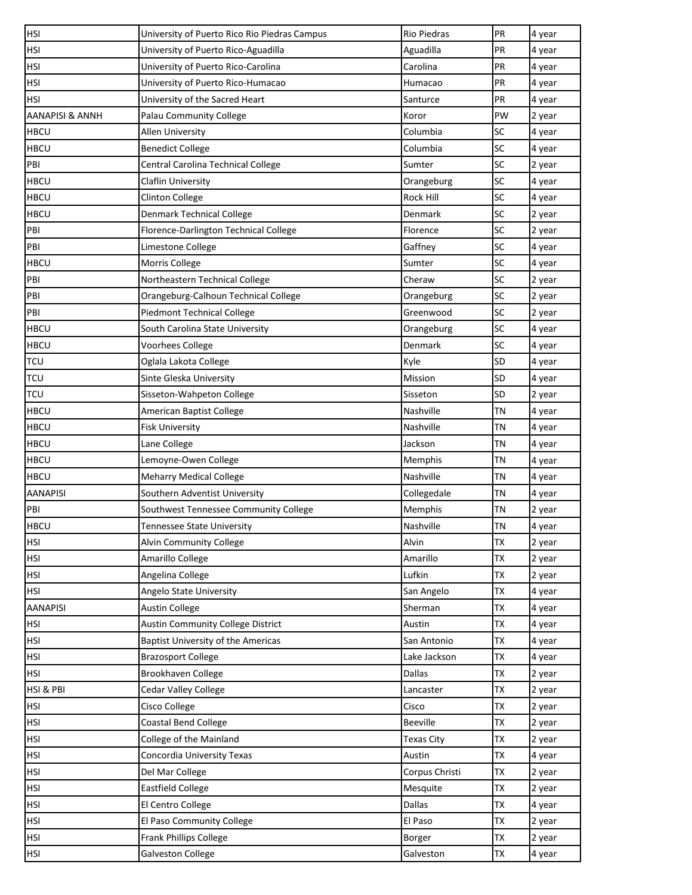| | | | | |
|---|---|---|---|---|
| HSI | University of Puerto Rico Rio Piedras Campus | Rio Piedras | PR | 4 year |
| HSI | University of Puerto Rico-Aguadilla | Aguadilla | PR | 4 year |
| HSI | University of Puerto Rico-Carolina | Carolina | PR | 4 year |
| HSI | University of Puerto Rico-Humacao | Humacao | PR | 4 year |
| HSI | University of the Sacred Heart | Santurce | PR | 4 year |
| AANAPISI & ANNH | Palau Community College | Koror | PW | 2 year |
| HBCU | Allen University | Columbia | SC | 4 year |
| HBCU | Benedict College | Columbia | SC | 4 year |
| PBI | Central Carolina Technical College | Sumter | SC | 2 year |
| HBCU | Claflin University | Orangeburg | SC | 4 year |
| HBCU | Clinton College | Rock Hill | SC | 4 year |
| HBCU | Denmark Technical College | Denmark | SC | 2 year |
| PBI | Florence-Darlington Technical College | Florence | SC | 2 year |
| PBI | Limestone College | Gaffney | SC | 4 year |
| HBCU | Morris College | Sumter | SC | 4 year |
| PBI | Northeastern Technical College | Cheraw | SC | 2 year |
| PBI | Orangeburg-Calhoun Technical College | Orangeburg | SC | 2 year |
| PBI | Piedmont Technical College | Greenwood | SC | 2 year |
| HBCU | South Carolina State University | Orangeburg | SC | 4 year |
| HBCU | Voorhees College | Denmark | SC | 4 year |
| TCU | Oglala Lakota College | Kyle | SD | 4 year |
| TCU | Sinte Gleska University | Mission | SD | 4 year |
| TCU | Sisseton-Wahpeton College | Sisseton | SD | 2 year |
| HBCU | American Baptist College | Nashville | TN | 4 year |
| HBCU | Fisk University | Nashville | TN | 4 year |
| HBCU | Lane College | Jackson | TN | 4 year |
| HBCU | Lemoyne-Owen College | Memphis | TN | 4 year |
| HBCU | Meharry Medical College | Nashville | TN | 4 year |
| AANAPISI | Southern Adventist University | Collegedale | TN | 4 year |
| PBI | Southwest Tennessee Community College | Memphis | TN | 2 year |
| HBCU | Tennessee State University | Nashville | TN | 4 year |
| HSI | Alvin Community College | Alvin | TX | 2 year |
| HSI | Amarillo College | Amarillo | TX | 2 year |
| HSI | Angelina College | Lufkin | TX | 2 year |
| HSI | Angelo State University | San Angelo | TX | 4 year |
| AANAPISI | Austin College | Sherman | TX | 4 year |
| HSI | Austin Community College District | Austin | TX | 4 year |
| HSI | Baptist University of the Americas | San Antonio | TX | 4 year |
| HSI | Brazosport College | Lake Jackson | TX | 4 year |
| HSI | Brookhaven College | Dallas | TX | 2 year |
| HSI & PBI | Cedar Valley College | Lancaster | TX | 2 year |
| HSI | Cisco College | Cisco | TX | 2 year |
| HSI | Coastal Bend College | Beeville | TX | 2 year |
| HSI | College of the Mainland | Texas City | TX | 2 year |
| HSI | Concordia University Texas | Austin | TX | 4 year |
| HSI | Del Mar College | Corpus Christi | TX | 2 year |
| HSI | Eastfield College | Mesquite | TX | 2 year |
| HSI | El Centro College | Dallas | TX | 4 year |
| HSI | El Paso Community College | El Paso | TX | 2 year |
| HSI | Frank Phillips College | Borger | TX | 2 year |
| HSI | Galveston College | Galveston | TX | 4 year |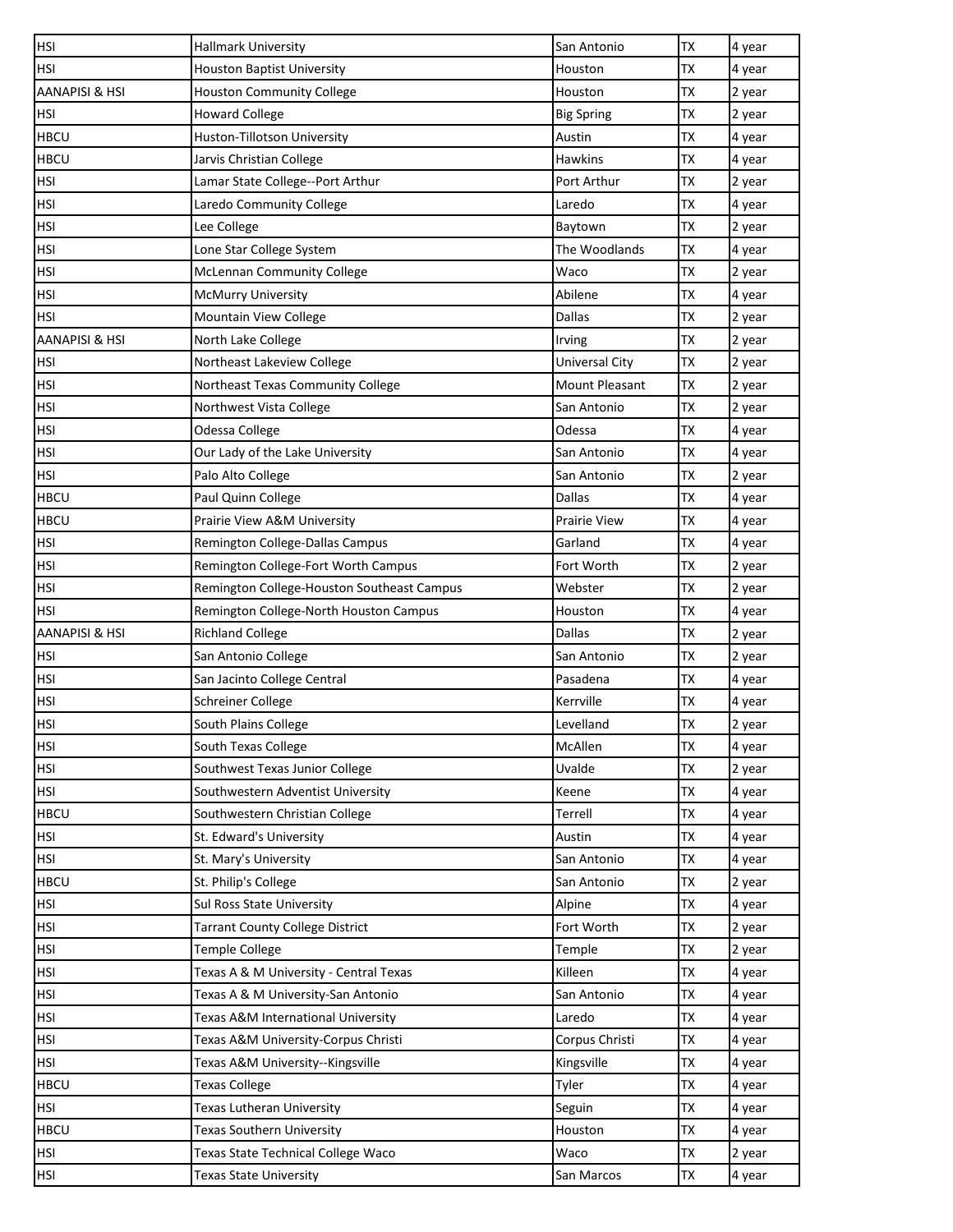| HSI | Hallmark University | San Antonio | TX | 4 year |
|---|---|---|---|---|
| HSI | Houston Baptist University | Houston | TX | 4 year |
| AANAPISI & HSI | Houston Community College | Houston | TX | 2 year |
| HSI | Howard College | Big Spring | TX | 2 year |
| HBCU | Huston-Tillotson University | Austin | TX | 4 year |
| HBCU | Jarvis Christian College | Hawkins | TX | 4 year |
| HSI | Lamar State College--Port Arthur | Port Arthur | TX | 2 year |
| HSI | Laredo Community College | Laredo | TX | 4 year |
| HSI | Lee College | Baytown | TX | 2 year |
| HSI | Lone Star College System | The Woodlands | TX | 4 year |
| HSI | McLennan Community College | Waco | TX | 2 year |
| HSI | McMurry University | Abilene | TX | 4 year |
| HSI | Mountain View College | Dallas | TX | 2 year |
| AANAPISI & HSI | North Lake College | Irving | TX | 2 year |
| HSI | Northeast Lakeview College | Universal City | TX | 2 year |
| HSI | Northeast Texas Community College | Mount Pleasant | TX | 2 year |
| HSI | Northwest Vista College | San Antonio | TX | 2 year |
| HSI | Odessa College | Odessa | TX | 4 year |
| HSI | Our Lady of the Lake University | San Antonio | TX | 4 year |
| HSI | Palo Alto College | San Antonio | TX | 2 year |
| HBCU | Paul Quinn College | Dallas | TX | 4 year |
| HBCU | Prairie View A&M University | Prairie View | TX | 4 year |
| HSI | Remington College-Dallas Campus | Garland | TX | 4 year |
| HSI | Remington College-Fort Worth Campus | Fort Worth | TX | 2 year |
| HSI | Remington College-Houston Southeast Campus | Webster | TX | 2 year |
| HSI | Remington College-North Houston Campus | Houston | TX | 4 year |
| AANAPISI & HSI | Richland College | Dallas | TX | 2 year |
| HSI | San Antonio College | San Antonio | TX | 2 year |
| HSI | San Jacinto College Central | Pasadena | TX | 4 year |
| HSI | Schreiner College | Kerrville | TX | 4 year |
| HSI | South Plains College | Levelland | TX | 2 year |
| HSI | South Texas College | McAllen | TX | 4 year |
| HSI | Southwest Texas Junior College | Uvalde | TX | 2 year |
| HSI | Southwestern Adventist University | Keene | TX | 4 year |
| HBCU | Southwestern Christian College | Terrell | TX | 4 year |
| HSI | St. Edward's University | Austin | TX | 4 year |
| HSI | St. Mary's University | San Antonio | TX | 4 year |
| HBCU | St. Philip's College | San Antonio | TX | 2 year |
| HSI | Sul Ross State University | Alpine | TX | 4 year |
| HSI | Tarrant County College District | Fort Worth | TX | 2 year |
| HSI | Temple College | Temple | TX | 2 year |
| HSI | Texas A & M University - Central Texas | Killeen | TX | 4 year |
| HSI | Texas A & M University-San Antonio | San Antonio | TX | 4 year |
| HSI | Texas A&M International University | Laredo | TX | 4 year |
| HSI | Texas A&M University-Corpus Christi | Corpus Christi | TX | 4 year |
| HSI | Texas A&M University--Kingsville | Kingsville | TX | 4 year |
| HBCU | Texas College | Tyler | TX | 4 year |
| HSI | Texas Lutheran University | Seguin | TX | 4 year |
| HBCU | Texas Southern University | Houston | TX | 4 year |
| HSI | Texas State Technical College Waco | Waco | TX | 2 year |
| HSI | Texas State University | San Marcos | TX | 4 year |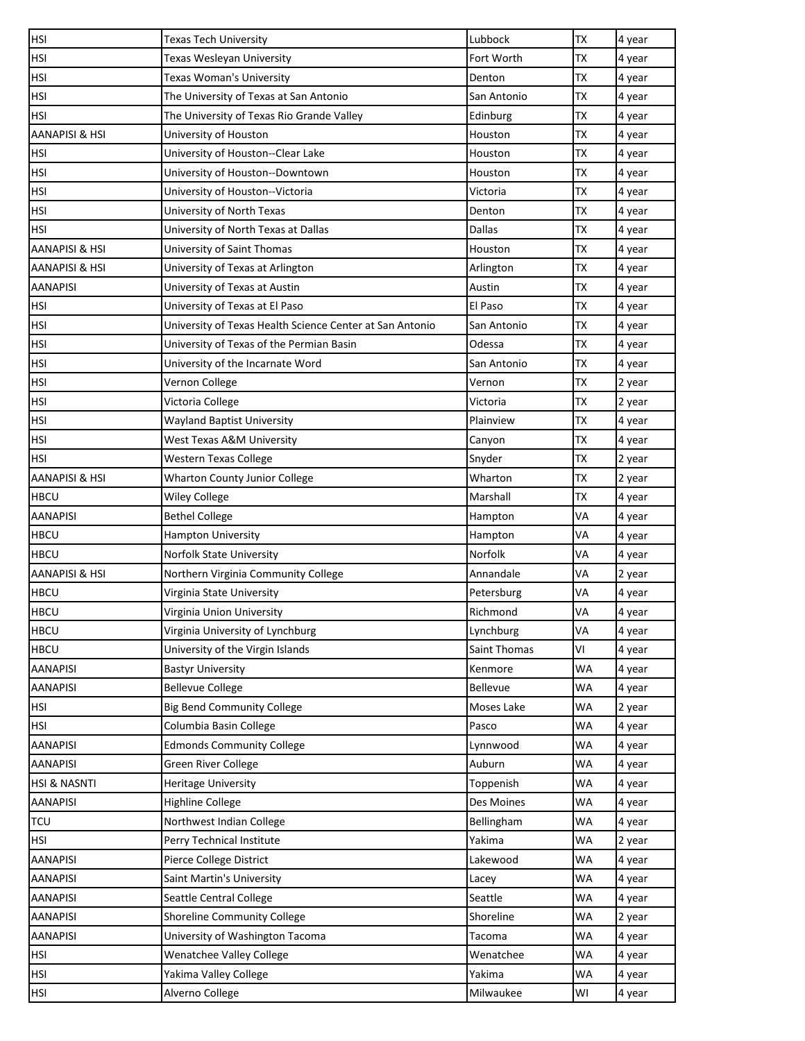| | | | | |
|---|---|---|---|---|
| HSI | Texas Tech University | Lubbock | TX | 4 year |
| HSI | Texas Wesleyan University | Fort Worth | TX | 4 year |
| HSI | Texas Woman's University | Denton | TX | 4 year |
| HSI | The University of Texas at San Antonio | San Antonio | TX | 4 year |
| HSI | The University of Texas Rio Grande Valley | Edinburg | TX | 4 year |
| AANAPISI & HSI | University of Houston | Houston | TX | 4 year |
| HSI | University of Houston--Clear Lake | Houston | TX | 4 year |
| HSI | University of Houston--Downtown | Houston | TX | 4 year |
| HSI | University of Houston--Victoria | Victoria | TX | 4 year |
| HSI | University of North Texas | Denton | TX | 4 year |
| HSI | University of North Texas at Dallas | Dallas | TX | 4 year |
| AANAPISI & HSI | University of Saint Thomas | Houston | TX | 4 year |
| AANAPISI & HSI | University of Texas at Arlington | Arlington | TX | 4 year |
| AANAPISI | University of Texas at Austin | Austin | TX | 4 year |
| HSI | University of Texas at El Paso | El Paso | TX | 4 year |
| HSI | University of Texas Health Science Center at San Antonio | San Antonio | TX | 4 year |
| HSI | University of Texas of the Permian Basin | Odessa | TX | 4 year |
| HSI | University of the Incarnate Word | San Antonio | TX | 4 year |
| HSI | Vernon College | Vernon | TX | 2 year |
| HSI | Victoria College | Victoria | TX | 2 year |
| HSI | Wayland Baptist University | Plainview | TX | 4 year |
| HSI | West Texas A&M University | Canyon | TX | 4 year |
| HSI | Western Texas College | Snyder | TX | 2 year |
| AANAPISI & HSI | Wharton County Junior College | Wharton | TX | 2 year |
| HBCU | Wiley College | Marshall | TX | 4 year |
| AANAPISI | Bethel College | Hampton | VA | 4 year |
| HBCU | Hampton University | Hampton | VA | 4 year |
| HBCU | Norfolk State University | Norfolk | VA | 4 year |
| AANAPISI & HSI | Northern Virginia Community College | Annandale | VA | 2 year |
| HBCU | Virginia State University | Petersburg | VA | 4 year |
| HBCU | Virginia Union University | Richmond | VA | 4 year |
| HBCU | Virginia University of Lynchburg | Lynchburg | VA | 4 year |
| HBCU | University of the Virgin Islands | Saint Thomas | VI | 4 year |
| AANAPISI | Bastyr University | Kenmore | WA | 4 year |
| AANAPISI | Bellevue College | Bellevue | WA | 4 year |
| HSI | Big Bend Community College | Moses Lake | WA | 2 year |
| HSI | Columbia Basin College | Pasco | WA | 4 year |
| AANAPISI | Edmonds Community College | Lynnwood | WA | 4 year |
| AANAPISI | Green River College | Auburn | WA | 4 year |
| HSI & NASNTI | Heritage University | Toppenish | WA | 4 year |
| AANAPISI | Highline College | Des Moines | WA | 4 year |
| TCU | Northwest Indian College | Bellingham | WA | 4 year |
| HSI | Perry Technical Institute | Yakima | WA | 2 year |
| AANAPISI | Pierce College District | Lakewood | WA | 4 year |
| AANAPISI | Saint Martin's University | Lacey | WA | 4 year |
| AANAPISI | Seattle Central College | Seattle | WA | 4 year |
| AANAPISI | Shoreline Community College | Shoreline | WA | 2 year |
| AANAPISI | University of Washington Tacoma | Tacoma | WA | 4 year |
| HSI | Wenatchee Valley College | Wenatchee | WA | 4 year |
| HSI | Yakima Valley College | Yakima | WA | 4 year |
| HSI | Alverno College | Milwaukee | WI | 4 year |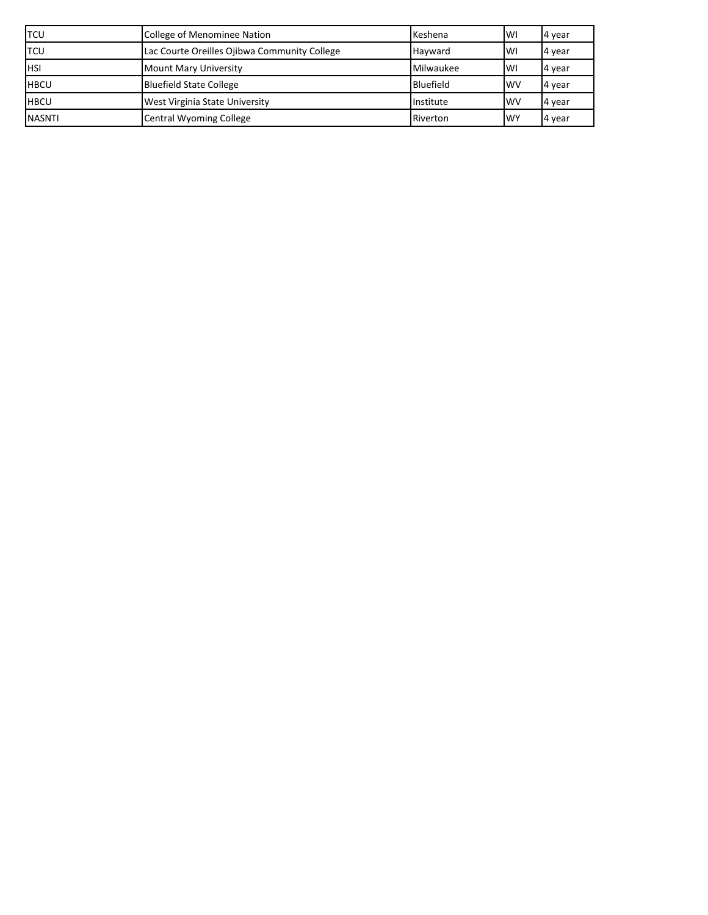| | | | | |
|---|---|---|---|---|
| TCU | College of Menominee Nation | Keshena | WI | 4 year |
| TCU | Lac Courte Oreilles Ojibwa Community College | Hayward | WI | 4 year |
| HSI | Mount Mary University | Milwaukee | WI | 4 year |
| HBCU | Bluefield State College | Bluefield | WV | 4 year |
| HBCU | West Virginia State University | Institute | WV | 4 year |
| NASNTI | Central Wyoming College | Riverton | WY | 4 year |